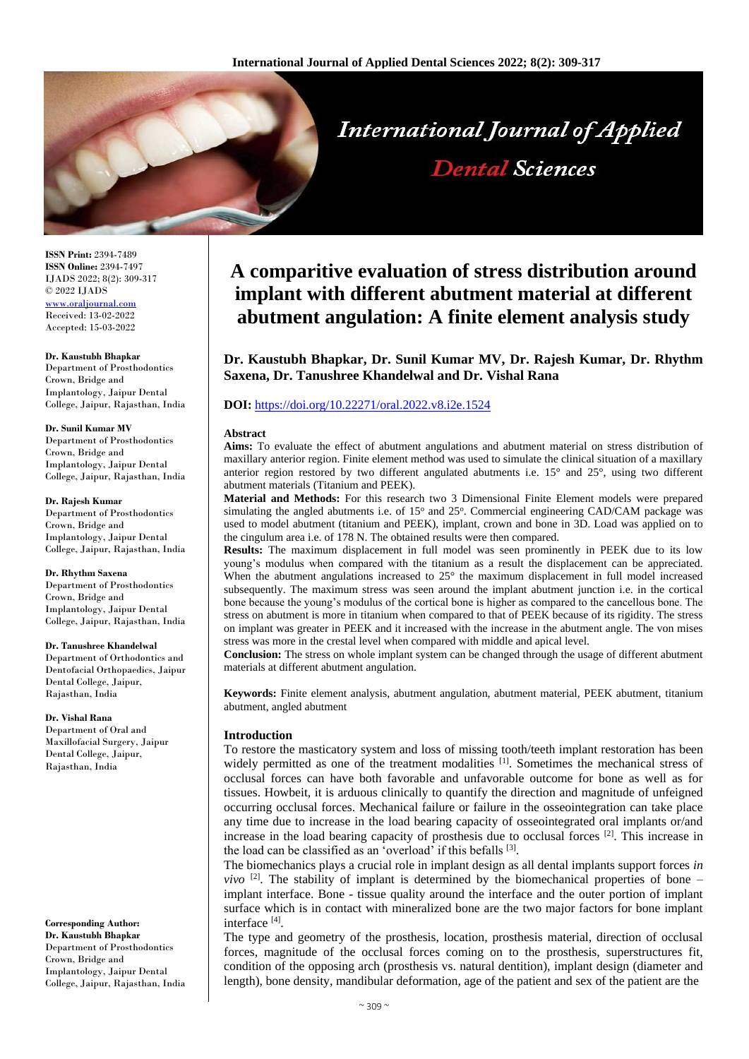# A comparitive evaluation of stress distribution around implant with different abutment material at different abutment angulation: A finite element analysis study

**Dr. Kaustubh Bhapkar, Dr. Sunil Kumar MV, Dr. Rajesh Kumar, Dr. Rhythm Saxena, Dr. Tanushree Khandelwal and Dr. Vishal Rana**

**DOI:** https://doi.org/10.22271/oral.2022.v8.i2e.1524

**ISSN Print:** 2394-7489
**ISSN Online:** 2394-7497
IJADS 2022; 8(2): 309-317
© 2022 IJADS
www.oraljournal.com
Received: 13-02-2022
Accepted: 15-03-2022

**Dr. Kaustubh Bhapkar**
Department of Prosthodontics Crown, Bridge and Implantology, Jaipur Dental College, Jaipur, Rajasthan, India

**Dr. Sunil Kumar MV**
Department of Prosthodontics Crown, Bridge and Implantology, Jaipur Dental College, Jaipur, Rajasthan, India

**Dr. Rajesh Kumar**
Department of Prosthodontics Crown, Bridge and Implantology, Jaipur Dental College, Jaipur, Rajasthan, India

**Dr. Rhythm Saxena**
Department of Prosthodontics Crown, Bridge and Implantology, Jaipur Dental College, Jaipur, Rajasthan, India

**Dr. Tanushree Khandelwal**
Department of Orthodontics and Dentofacial Orthopaedics, Jaipur Dental College, Jaipur, Rajasthan, India

**Dr. Vishal Rana**
Department of Oral and Maxillofacial Surgery, Jaipur Dental College, Jaipur, Rajasthan, India

**Corresponding Author:**
**Dr. Kaustubh Bhapkar**
Department of Prosthodontics Crown, Bridge and Implantology, Jaipur Dental College, Jaipur, Rajasthan, India

## Abstract

**Aims:** To evaluate the effect of abutment angulations and abutment material on stress distribution of maxillary anterior region. Finite element method was used to simulate the clinical situation of a maxillary anterior region restored by two different angulated abutments i.e. 15° and 25°, using two different abutment materials (Titanium and PEEK).

**Material and Methods:** For this research two 3 Dimensional Finite Element models were prepared simulating the angled abutments i.e. of 15° and 25°. Commercial engineering CAD/CAM package was used to model abutment (titanium and PEEK), implant, crown and bone in 3D. Load was applied on to the cingulum area i.e. of 178 N. The obtained results were then compared.

**Results:** The maximum displacement in full model was seen prominently in PEEK due to its low young's modulus when compared with the titanium as a result the displacement can be appreciated. When the abutment angulations increased to 25° the maximum displacement in full model increased subsequently. The maximum stress was seen around the implant abutment junction i.e. in the cortical bone because the young's modulus of the cortical bone is higher as compared to the cancellous bone. The stress on abutment is more in titanium when compared to that of PEEK because of its rigidity. The stress on implant was greater in PEEK and it increased with the increase in the abutment angle. The von mises stress was more in the crestal level when compared with middle and apical level.

**Conclusion:** The stress on whole implant system can be changed through the usage of different abutment materials at different abutment angulation.

**Keywords:** Finite element analysis, abutment angulation, abutment material, PEEK abutment, titanium abutment, angled abutment

## Introduction

To restore the masticatory system and loss of missing tooth/teeth implant restoration has been widely permitted as one of the treatment modalities [1]. Sometimes the mechanical stress of occlusal forces can have both favorable and unfavorable outcome for bone as well as for tissues. Howbeit, it is arduous clinically to quantify the direction and magnitude of unfeigned occurring occlusal forces. Mechanical failure or failure in the osseointegration can take place any time due to increase in the load bearing capacity of osseointegrated oral implants or/and increase in the load bearing capacity of prosthesis due to occlusal forces [2]. This increase in the load can be classified as an 'overload' if this befalls [3].

The biomechanics plays a crucial role in implant design as all dental implants support forces *in vivo* [2]. The stability of implant is determined by the biomechanical properties of bone – implant interface. Bone - tissue quality around the interface and the outer portion of implant surface which is in contact with mineralized bone are the two major factors for bone implant interface [4].

The type and geometry of the prosthesis, location, prosthesis material, direction of occlusal forces, magnitude of the occlusal forces coming on to the prosthesis, superstructures fit, condition of the opposing arch (prosthesis vs. natural dentition), implant design (diameter and length), bone density, mandibular deformation, age of the patient and sex of the patient are the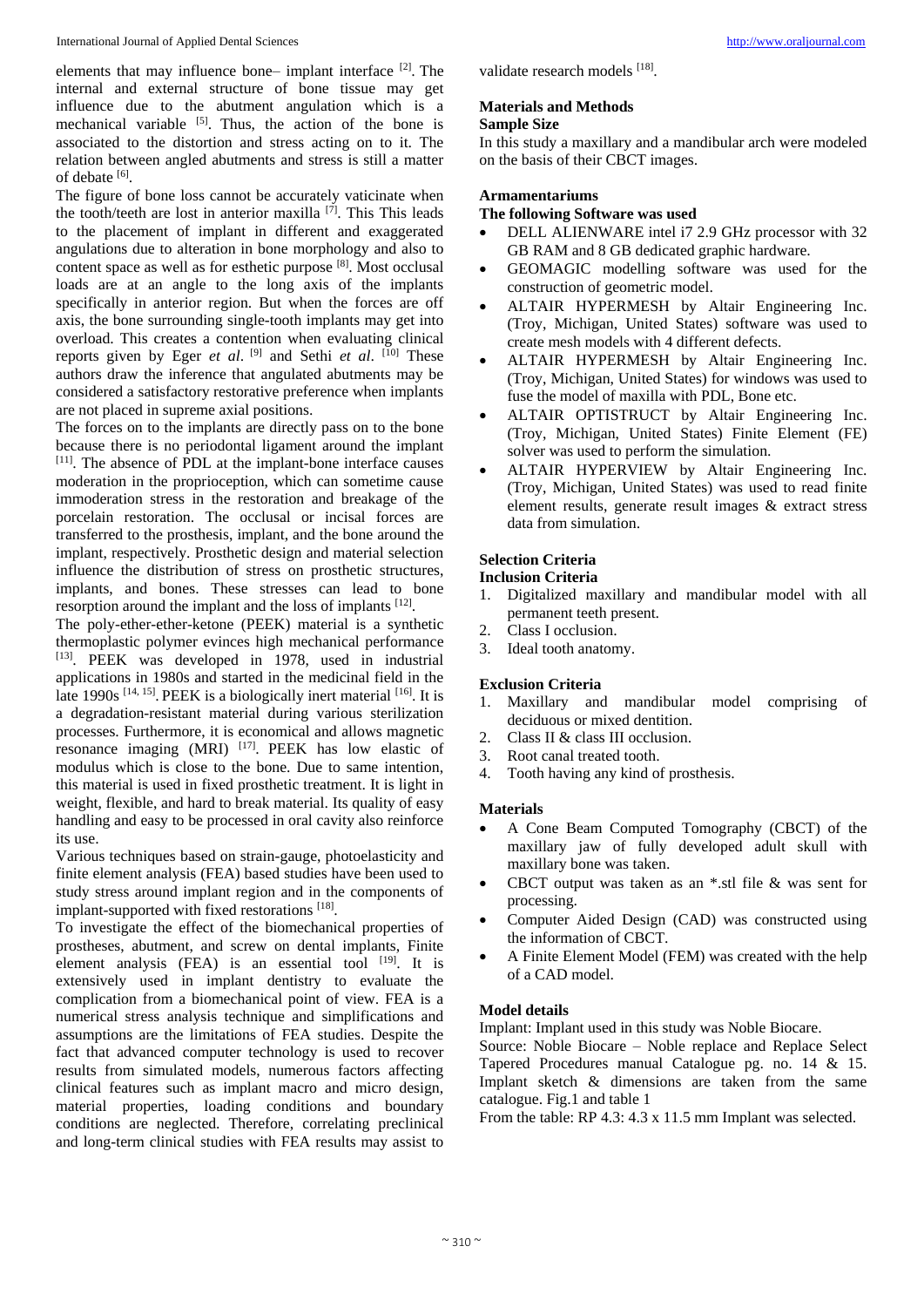elements that may influence bone– implant interface [2]. The internal and external structure of bone tissue may get influence due to the abutment angulation which is a mechanical variable [5]. Thus, the action of the bone is associated to the distortion and stress acting on to it. The relation between angled abutments and stress is still a matter of debate [6].

The figure of bone loss cannot be accurately vaticinate when the tooth/teeth are lost in anterior maxilla [7]. This This leads to the placement of implant in different and exaggerated angulations due to alteration in bone morphology and also to content space as well as for esthetic purpose [8]. Most occlusal loads are at an angle to the long axis of the implants specifically in anterior region. But when the forces are off axis, the bone surrounding single-tooth implants may get into overload. This creates a contention when evaluating clinical reports given by Eger *et al*. [9] and Sethi *et al*. [10] These authors draw the inference that angulated abutments may be considered a satisfactory restorative preference when implants are not placed in supreme axial positions.

The forces on to the implants are directly pass on to the bone because there is no periodontal ligament around the implant [11]. The absence of PDL at the implant-bone interface causes moderation in the proprioception, which can sometime cause immoderation stress in the restoration and breakage of the porcelain restoration. The occlusal or incisal forces are transferred to the prosthesis, implant, and the bone around the implant, respectively. Prosthetic design and material selection influence the distribution of stress on prosthetic structures, implants, and bones. These stresses can lead to bone resorption around the implant and the loss of implants [12].

The poly-ether-ether-ketone (PEEK) material is a synthetic thermoplastic polymer evinces high mechanical performance [13]. PEEK was developed in 1978, used in industrial applications in 1980s and started in the medicinal field in the late 1990s [14, 15]. PEEK is a biologically inert material [16]. It is a degradation-resistant material during various sterilization processes. Furthermore, it is economical and allows magnetic resonance imaging (MRI) [17]. PEEK has low elastic of modulus which is close to the bone. Due to same intention, this material is used in fixed prosthetic treatment. It is light in weight, flexible, and hard to break material. Its quality of easy handling and easy to be processed in oral cavity also reinforce its use.

Various techniques based on strain-gauge, photoelasticity and finite element analysis (FEA) based studies have been used to study stress around implant region and in the components of implant-supported with fixed restorations [18].

To investigate the effect of the biomechanical properties of prostheses, abutment, and screw on dental implants, Finite element analysis (FEA) is an essential tool [19]. It is extensively used in implant dentistry to evaluate the complication from a biomechanical point of view. FEA is a numerical stress analysis technique and simplifications and assumptions are the limitations of FEA studies. Despite the fact that advanced computer technology is used to recover results from simulated models, numerous factors affecting clinical features such as implant macro and micro design, material properties, loading conditions and boundary conditions are neglected. Therefore, correlating preclinical and long-term clinical studies with FEA results may assist to validate research models [18].

## Materials and Methods

### Sample Size

In this study a maxillary and a mandibular arch were modeled on the basis of their CBCT images.

### Armamentariums

**The following Software was used**

- DELL ALIENWARE intel i7 2.9 GHz processor with 32 GB RAM and 8 GB dedicated graphic hardware.
- GEOMAGIC modelling software was used for the construction of geometric model.
- ALTAIR HYPERMESH by Altair Engineering Inc. (Troy, Michigan, United States) software was used to create mesh models with 4 different defects.
- ALTAIR HYPERMESH by Altair Engineering Inc. (Troy, Michigan, United States) for windows was used to fuse the model of maxilla with PDL, Bone etc.
- ALTAIR OPTISTRUCT by Altair Engineering Inc. (Troy, Michigan, United States) Finite Element (FE) solver was used to perform the simulation.
- ALTAIR HYPERVIEW by Altair Engineering Inc. (Troy, Michigan, United States) was used to read finite element results, generate result images & extract stress data from simulation.

### Selection Criteria

**Inclusion Criteria**

1. Digitalized maxillary and mandibular model with all permanent teeth present.
2. Class I occlusion.
3. Ideal tooth anatomy.

**Exclusion Criteria**

1. Maxillary and mandibular model comprising of deciduous or mixed dentition.
2. Class II & class III occlusion.
3. Root canal treated tooth.
4. Tooth having any kind of prosthesis.

### Materials

- A Cone Beam Computed Tomography (CBCT) of the maxillary jaw of fully developed adult skull with maxillary bone was taken.
- CBCT output was taken as an *.stl file & was sent for processing.
- Computer Aided Design (CAD) was constructed using the information of CBCT.
- A Finite Element Model (FEM) was created with the help of a CAD model.

### Model details

Implant: Implant used in this study was Noble Biocare.

Source: Noble Biocare – Noble replace and Replace Select Tapered Procedures manual Catalogue pg. no. 14 & 15.

Implant sketch & dimensions are taken from the same catalogue. Fig.1 and table 1

From the table: RP 4.3: 4.3 x 11.5 mm Implant was selected.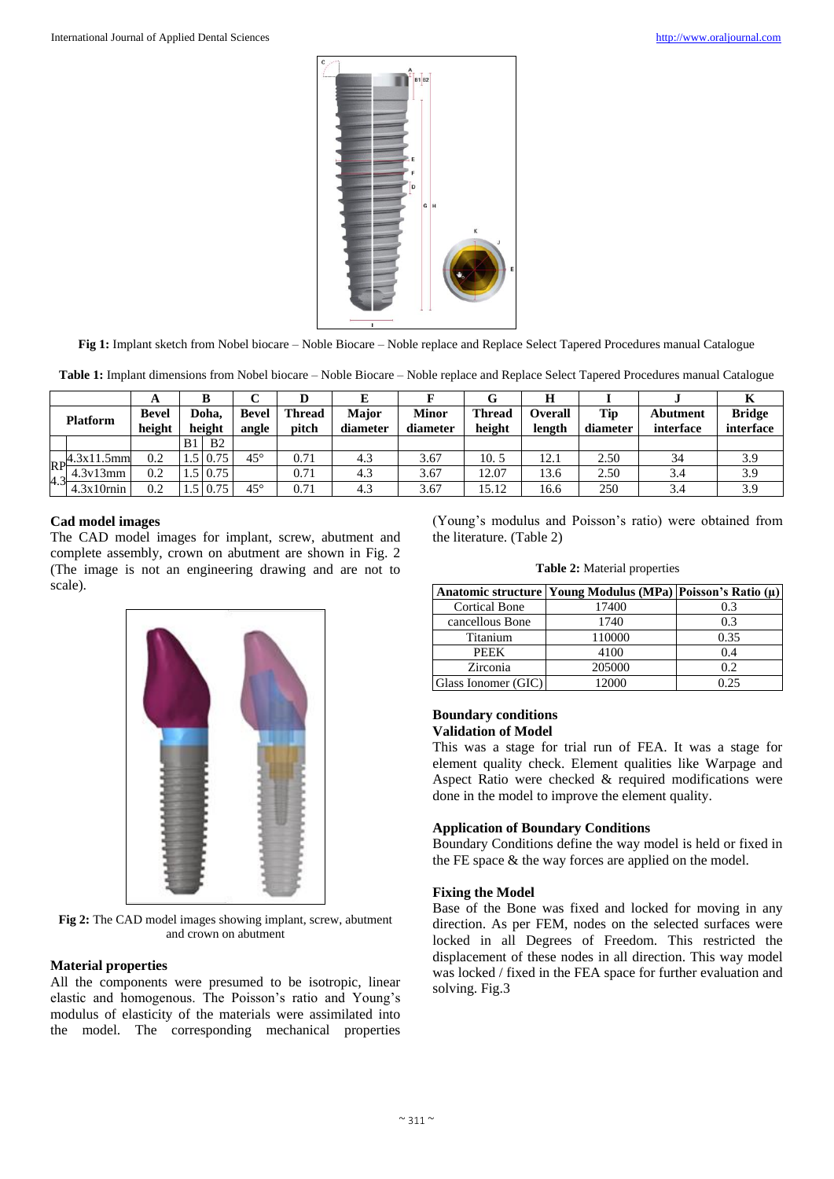**Fig 1:** Implant sketch from Nobel biocare – Noble Biocare – Noble replace and Replace Select Tapered Procedures manual Catalogue

**Table 1:** Implant dimensions from Nobel biocare – Noble Biocare – Noble replace and Replace Select Tapered Procedures manual Catalogue

| | | A | B | | C | D | E | F | G | H | I | J | K |
|---|---|---|---|---|---|---|---|---|---|---|---|---|---|
| Platform | | Bevel height | Doha, height | | Bevel angle | Thread pitch | Major diameter | Minor diameter | Thread height | Overall length | Tip diameter | Abutment interface | Bridge interface |
| | | | B1 | B2 | | | | | | | | | |
| RP 4.3 | 4.3x11.5mm | 0.2 | 1.5 | 0.75 | 45° | 0.71 | 4.3 | 3.67 | 10. 5 | 12.1 | 2.50 | 34 | 3.9 |
| | 4.3v13mm | 0.2 | 1.5 | 0.75 | | 0.71 | 4.3 | 3.67 | 12.07 | 13.6 | 2.50 | 3.4 | 3.9 |
| | 4.3x10rnin | 0.2 | 1.5 | 0.75 | 45° | 0.71 | 4.3 | 3.67 | 15.12 | 16.6 | 250 | 3.4 | 3.9 |

### Cad model images

The CAD model images for implant, screw, abutment and complete assembly, crown on abutment are shown in Fig. 2 (The image is not an engineering drawing and are not to scale).

**Fig 2:** The CAD model images showing implant, screw, abutment and crown on abutment

### Material properties

All the components were presumed to be isotropic, linear elastic and homogenous. The Poisson's ratio and Young's modulus of elasticity of the materials were assimilated into the model. The corresponding mechanical properties (Young's modulus and Poisson's ratio) were obtained from the literature. (Table 2)

**Table 2:** Material properties

| Anatomic structure | Young Modulus (MPa) | Poisson's Ratio (µ) |
|---|---|---|
| Cortical Bone | 17400 | 0.3 |
| cancellous Bone | 1740 | 0.3 |
| Titanium | 110000 | 0.35 |
| PEEK | 4100 | 0.4 |
| Zirconia | 205000 | 0.2 |
| Glass Ionomer (GIC) | 12000 | 0.25 |

### Boundary conditions

### Validation of Model

This was a stage for trial run of FEA. It was a stage for element quality check. Element qualities like Warpage and Aspect Ratio were checked & required modifications were done in the model to improve the element quality.

### Application of Boundary Conditions

Boundary Conditions define the way model is held or fixed in the FE space & the way forces are applied on the model.

### Fixing the Model

Base of the Bone was fixed and locked for moving in any direction. As per FEM, nodes on the selected surfaces were locked in all Degrees of Freedom. This restricted the displacement of these nodes in all direction. This way model was locked / fixed in the FEA space for further evaluation and solving. Fig.3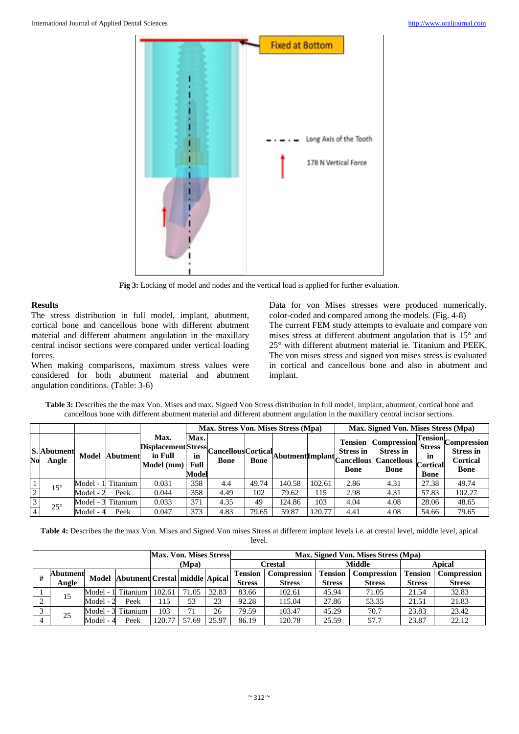**Fig 3:** Locking of model and nodes and the vertical load is applied for further evaluation.

## Results

The stress distribution in full model, implant, abutment, cortical bone and cancellous bone with different abutment material and different abutment angulation in the maxillary central incisor sections were compared under vertical loading forces.

When making comparisons, maximum stress values were considered for both abutment material and abutment angulation conditions. (Table: 3-6)

Data for von Mises stresses were produced numerically, color-coded and compared among the models. (Fig. 4-8)

The current FEM study attempts to evaluate and compare von mises stress at different abutment angulation that is 15° and 25° with different abutment material ie. Titanium and PEEK. The von mises stress and signed von mises stress is evaluated in cortical and cancellous bone and also in abutment and implant.

**Table 3:** Describes the the max Von. Mises and max. Signed Von Stress distribution in full model, implant, abutment, cortical bone and cancellous bone with different abutment material and different abutment angulation in the maxillary central incisor sections.

| | | | | | | Max. Stress Von. Mises Stress (Mpa) | | | | Max. Signed Von. Mises Stress (Mpa) | | | |
|---|---|---|---|---|---|---|---|---|---|---|---|---|---|
| S. No | Abutment Angle | Model | Abutment | Max. Displacement in Full Model (mm) | Max. Stress in Full Model | Cancellous Bone | Cortical Bone | Abutment | Implant | Tension Stress in Cancellous Bone | Compression Stress in Cancellous Bone | Tension Stress in Cortical Bone | Compression Stress in Cortical Bone |
| 1 | 15° | Model - 1 | Titanium | 0.031 | 358 | 4.4 | 49.74 | 140.58 | 102.61 | 2.86 | 4.31 | 27.38 | 49.74 |
| 2 | | Model - 2 | Peek | 0.044 | 358 | 4.49 | 102 | 79.62 | 115 | 2.98 | 4.31 | 57.83 | 102.27 |
| 3 | 25° | Model - 3 | Titanium | 0.033 | 371 | 4.35 | 49 | 124.86 | 103 | 4.04 | 4.08 | 28.06 | 48.65 |
| 4 | | Model - 4 | Peek | 0.047 | 373 | 4.83 | 79.65 | 59.87 | 120.77 | 4.41 | 4.08 | 54.66 | 79.65 |

**Table 4:** Describes the the max Von. Mises and Signed Von mises Stress at different implant levels i.e. at crestal level, middle level, apical level.

| | | | | Max. Von. Mises Stress (Mpa) | | | Max. Signed Von. Mises Stress (Mpa) | | | | | |
|---|---|---|---|---|---|---|---|---|---|---|---|---|
| | | | | | | | Crestal | | Middle | | Apical | |
| # | Abutment Angle | Model | Abutment | Crestal | middle | Apical | Tension Stress | Compression Stress | Tension Stress | Compression Stress | Tension Stress | Compression Stress |
| 1 | 15 | Model - 1 | Titanium | 102.61 | 71.05 | 32.83 | 83.66 | 102.61 | 45.94 | 71.05 | 21.54 | 32.83 |
| 2 | | Model - 2 | Peek | 115 | 53 | 23 | 92.28 | 115.04 | 27.86 | 53.35 | 21.51 | 21.83 |
| 3 | 25 | Model - 3 | Titanium | 103 | 71 | 26 | 79.59 | 103.47 | 45.29 | 70.7 | 23.83 | 23.42 |
| 4 | | Model - 4 | Peek | 120.77 | 57.69 | 25.97 | 86.19 | 120.78 | 25.59 | 57.7 | 23.87 | 22.12 |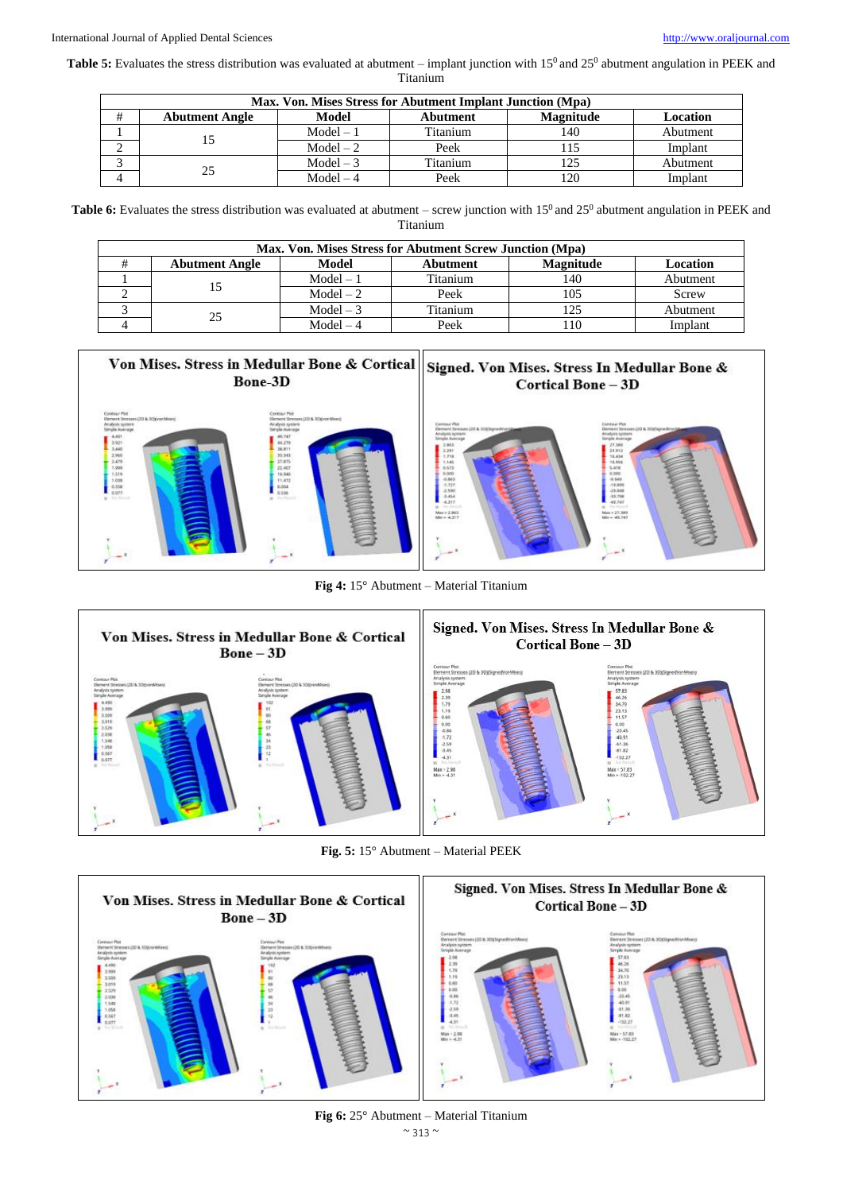**Table 5:** Evaluates the stress distribution was evaluated at abutment – implant junction with $15^0$ and $25^0$ abutment angulation in PEEK and Titanium

| Max. Von. Mises Stress for Abutment Implant Junction (Mpa) | | | | | |
|---|---|---|---|---|---|
| # | Abutment Angle | Model | Abutment | Magnitude | Location |
| 1 | 15 | Model – 1 | Titanium | 140 | Abutment |
| 2 | | Model – 2 | Peek | 115 | Implant |
| 3 | 25 | Model – 3 | Titanium | 125 | Abutment |
| 4 | | Model – 4 | Peek | 120 | Implant |

**Table 6:** Evaluates the stress distribution was evaluated at abutment – screw junction with $15^0$ and $25^0$ abutment angulation in PEEK and Titanium

| Max. Von. Mises Stress for Abutment Screw Junction (Mpa) | | | | | |
|---|---|---|---|---|---|
| # | Abutment Angle | Model | Abutment | Magnitude | Location |
| 1 | 15 | Model – 1 | Titanium | 140 | Abutment |
| 2 | | Model – 2 | Peek | 105 | Screw |
| 3 | 25 | Model – 3 | Titanium | 125 | Abutment |
| 4 | | Model – 4 | Peek | 110 | Implant |

**Fig 4:** 15° Abutment – Material Titanium

**Fig. 5:** 15° Abutment – Material PEEK

**Fig 6:** 25° Abutment – Material Titanium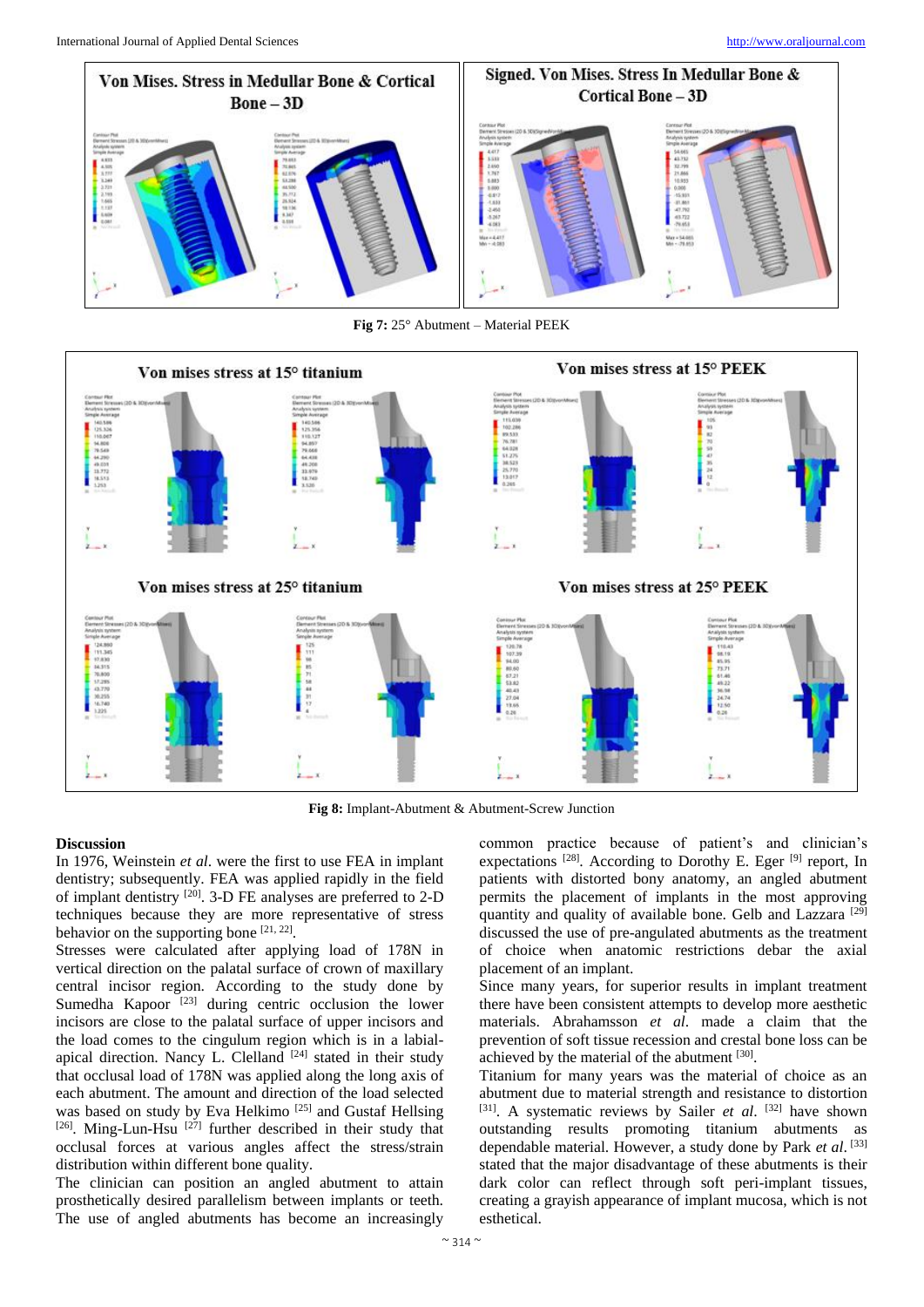**Fig 7:** 25° Abutment – Material PEEK

**Fig 8:** Implant-Abutment & Abutment-Screw Junction

**Discussion**

In 1976, Weinstein *et al*. were the first to use FEA in implant dentistry; subsequently. FEA was applied rapidly in the field of implant dentistry [20]. 3-D FE analyses are preferred to 2-D techniques because they are more representative of stress behavior on the supporting bone [21, 22].

Stresses were calculated after applying load of 178N in vertical direction on the palatal surface of crown of maxillary central incisor region. According to the study done by Sumedha Kapoor [23] during centric occlusion the lower incisors are close to the palatal surface of upper incisors and the load comes to the cingulum region which is in a labial-apical direction. Nancy L. Clelland [24] stated in their study that occlusal load of 178N was applied along the long axis of each abutment. The amount and direction of the load selected was based on study by Eva Helkimo [25] and Gustaf Hellsing [26]. Ming-Lun-Hsu [27] further described in their study that occlusal forces at various angles affect the stress/strain distribution within different bone quality.

The clinician can position an angled abutment to attain prosthetically desired parallelism between implants or teeth. The use of angled abutments has become an increasingly common practice because of patient's and clinician's expectations [28]. According to Dorothy E. Eger [9] report, In patients with distorted bony anatomy, an angled abutment permits the placement of implants in the most approving quantity and quality of available bone. Gelb and Lazzara [29] discussed the use of pre-angulated abutments as the treatment of choice when anatomic restrictions debar the axial placement of an implant.

Since many years, for superior results in implant treatment there have been consistent attempts to develop more aesthetic materials. Abrahamsson *et al.* made a claim that the prevention of soft tissue recession and crestal bone loss can be achieved by the material of the abutment [30].

Titanium for many years was the material of choice as an abutment due to material strength and resistance to distortion [31]. A systematic reviews by Sailer *et al.* [32] have shown outstanding results promoting titanium abutments as dependable material. However, a study done by Park *et al.* [33] stated that the major disadvantage of these abutments is their dark color can reflect through soft peri-implant tissues, creating a grayish appearance of implant mucosa, which is not esthetical.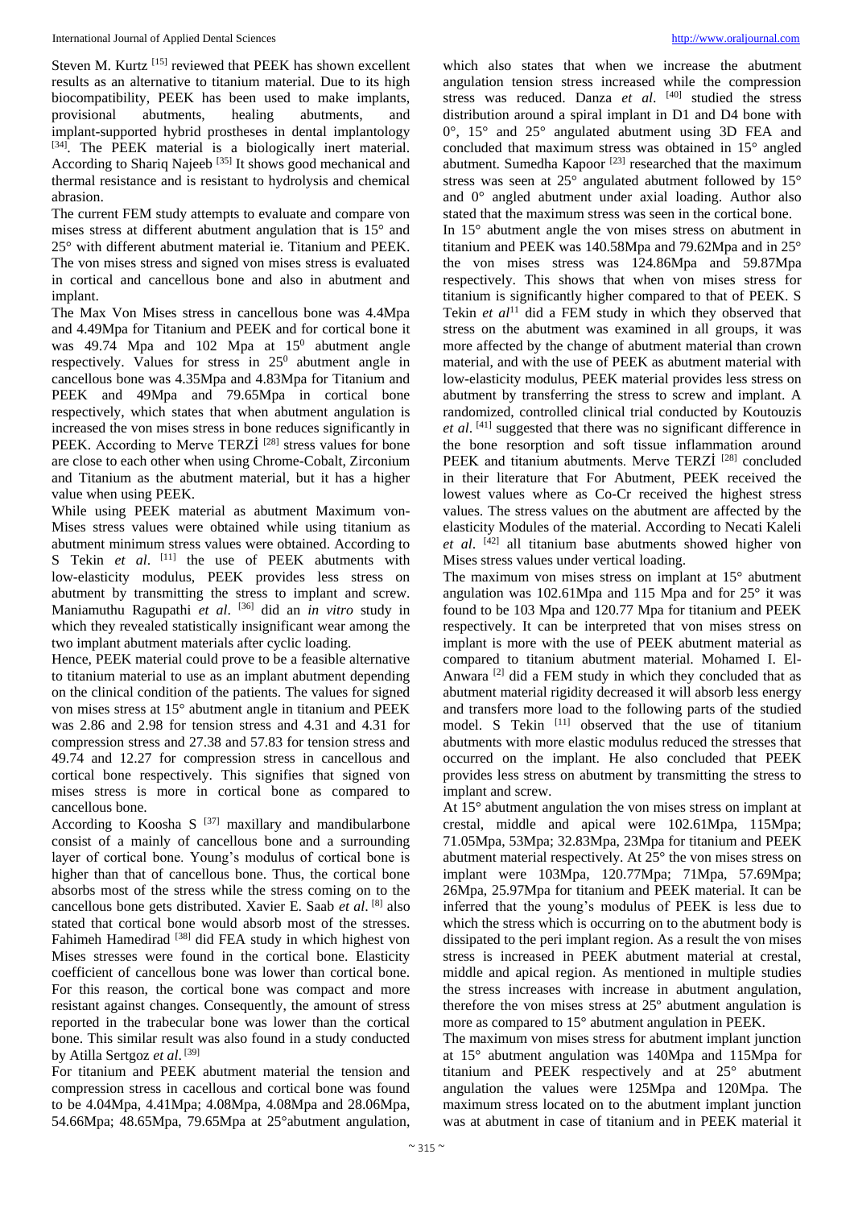Steven M. Kurtz [15] reviewed that PEEK has shown excellent results as an alternative to titanium material. Due to its high biocompatibility, PEEK has been used to make implants, provisional abutments, healing abutments, and implant-supported hybrid prostheses in dental implantology [34]. The PEEK material is a biologically inert material. According to Shariq Najeeb [35] It shows good mechanical and thermal resistance and is resistant to hydrolysis and chemical abrasion.

The current FEM study attempts to evaluate and compare von mises stress at different abutment angulation that is 15° and 25° with different abutment material ie. Titanium and PEEK. The von mises stress and signed von mises stress is evaluated in cortical and cancellous bone and also in abutment and implant.

The Max Von Mises stress in cancellous bone was 4.4Mpa and 4.49Mpa for Titanium and PEEK and for cortical bone it was 49.74 Mpa and 102 Mpa at $15^0$ abutment angle respectively. Values for stress in $25^0$ abutment angle in cancellous bone was 4.35Mpa and 4.83Mpa for Titanium and PEEK and 49Mpa and 79.65Mpa in cortical bone respectively, which states that when abutment angulation is increased the von mises stress in bone reduces significantly in PEEK. According to Merve TERZİ [28] stress values for bone are close to each other when using Chrome-Cobalt, Zirconium and Titanium as the abutment material, but it has a higher value when using PEEK.

While using PEEK material as abutment Maximum von-Mises stress values were obtained while using titanium as abutment minimum stress values were obtained. According to S Tekin *et al*. [11] the use of PEEK abutments with low-elasticity modulus, PEEK provides less stress on abutment by transmitting the stress to implant and screw. Maniamuthu Ragupathi *et al*. [36] did an *in vitro* study in which they revealed statistically insignificant wear among the two implant abutment materials after cyclic loading.

Hence, PEEK material could prove to be a feasible alternative to titanium material to use as an implant abutment depending on the clinical condition of the patients. The values for signed von mises stress at 15° abutment angle in titanium and PEEK was 2.86 and 2.98 for tension stress and 4.31 and 4.31 for compression stress and 27.38 and 57.83 for tension stress and 49.74 and 12.27 for compression stress in cancellous and cortical bone respectively. This signifies that signed von mises stress is more in cortical bone as compared to cancellous bone.

According to Koosha S [37] maxillary and mandibularbone consist of a mainly of cancellous bone and a surrounding layer of cortical bone. Young's modulus of cortical bone is higher than that of cancellous bone. Thus, the cortical bone absorbs most of the stress while the stress coming on to the cancellous bone gets distributed. Xavier E. Saab *et al*. [8] also stated that cortical bone would absorb most of the stresses. Fahimeh Hamedirad [38] did FEA study in which highest von Mises stresses were found in the cortical bone. Elasticity coefficient of cancellous bone was lower than cortical bone. For this reason, the cortical bone was compact and more resistant against changes. Consequently, the amount of stress reported in the trabecular bone was lower than the cortical bone. This similar result was also found in a study conducted by Atilla Sertgoz *et al*. [39]

For titanium and PEEK abutment material the tension and compression stress in cacellous and cortical bone was found to be 4.04Mpa, 4.41Mpa; 4.08Mpa, 4.08Mpa and 28.06Mpa, 54.66Mpa; 48.65Mpa, 79.65Mpa at 25°abutment angulation, which also states that when we increase the abutment angulation tension stress increased while the compression stress was reduced. Danza *et al*. [40] studied the stress distribution around a spiral implant in D1 and D4 bone with 0°, 15° and 25° angulated abutment using 3D FEA and concluded that maximum stress was obtained in 15° angled abutment. Sumedha Kapoor [23] researched that the maximum stress was seen at 25° angulated abutment followed by 15° and 0° angled abutment under axial loading. Author also stated that the maximum stress was seen in the cortical bone.

In 15° abutment angle the von mises stress on abutment in titanium and PEEK was 140.58Mpa and 79.62Mpa and in 25° the von mises stress was 124.86Mpa and 59.87Mpa respectively. This shows that when von mises stress for titanium is significantly higher compared to that of PEEK. S Tekin *et al*[11] did a FEM study in which they observed that stress on the abutment was examined in all groups, it was more affected by the change of abutment material than crown material, and with the use of PEEK as abutment material with low-elasticity modulus, PEEK material provides less stress on abutment by transferring the stress to screw and implant. A randomized, controlled clinical trial conducted by Koutouzis *et al*. [41] suggested that there was no significant difference in the bone resorption and soft tissue inflammation around PEEK and titanium abutments. Merve TERZİ [28] concluded in their literature that For Abutment, PEEK received the lowest values where as Co-Cr received the highest stress values. The stress values on the abutment are affected by the elasticity Modules of the material. According to Necati Kaleli *et al*. [42] all titanium base abutments showed higher von Mises stress values under vertical loading.

The maximum von mises stress on implant at 15° abutment angulation was 102.61Mpa and 115 Mpa and for 25° it was found to be 103 Mpa and 120.77 Mpa for titanium and PEEK respectively. It can be interpreted that von mises stress on implant is more with the use of PEEK abutment material as compared to titanium abutment material. Mohamed I. El-Anwara [2] did a FEM study in which they concluded that as abutment material rigidity decreased it will absorb less energy and transfers more load to the following parts of the studied model. S Tekin [11] observed that the use of titanium abutments with more elastic modulus reduced the stresses that occurred on the implant. He also concluded that PEEK provides less stress on abutment by transmitting the stress to implant and screw.

At 15° abutment angulation the von mises stress on implant at crestal, middle and apical were 102.61Mpa, 115Mpa; 71.05Mpa, 53Mpa; 32.83Mpa, 23Mpa for titanium and PEEK abutment material respectively. At 25° the von mises stress on implant were 103Mpa, 120.77Mpa; 71Mpa, 57.69Mpa; 26Mpa, 25.97Mpa for titanium and PEEK material. It can be inferred that the young's modulus of PEEK is less due to which the stress which is occurring on to the abutment body is dissipated to the peri implant region. As a result the von mises stress is increased in PEEK abutment material at crestal, middle and apical region. As mentioned in multiple studies the stress increases with increase in abutment angulation, therefore the von mises stress at 25º abutment angulation is more as compared to 15° abutment angulation in PEEK.

The maximum von mises stress for abutment implant junction at 15° abutment angulation was 140Mpa and 115Mpa for titanium and PEEK respectively and at 25° abutment angulation the values were 125Mpa and 120Mpa. The maximum stress located on to the abutment implant junction was at abutment in case of titanium and in PEEK material it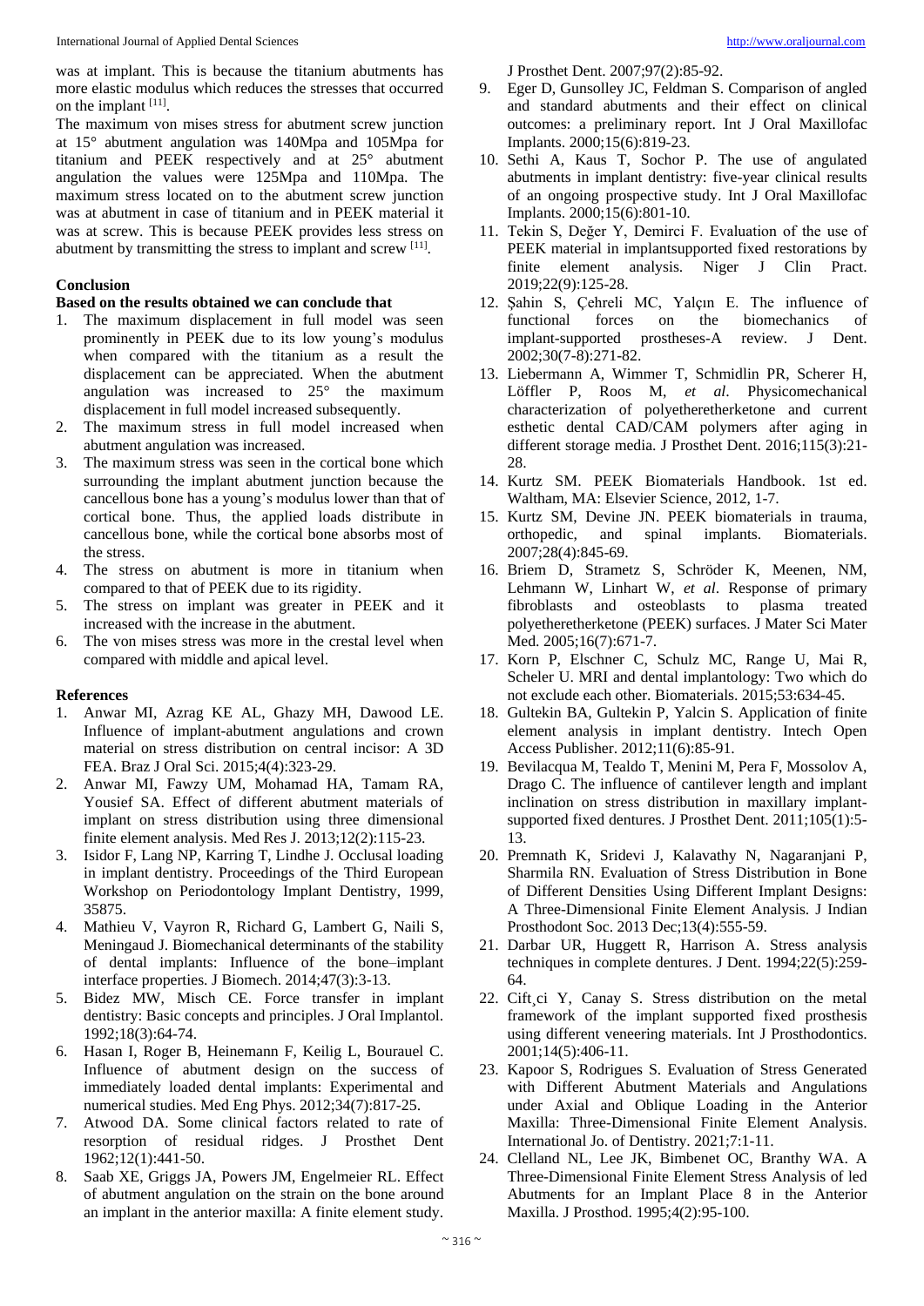was at implant. This is because the titanium abutments has more elastic modulus which reduces the stresses that occurred on the implant [11].

The maximum von mises stress for abutment screw junction at 15° abutment angulation was 140Mpa and 105Mpa for titanium and PEEK respectively and at 25° abutment angulation the values were 125Mpa and 110Mpa. The maximum stress located on to the abutment screw junction was at abutment in case of titanium and in PEEK material it was at screw. This is because PEEK provides less stress on abutment by transmitting the stress to implant and screw [11].

## Conclusion

**Based on the results obtained we can conclude that**

1. The maximum displacement in full model was seen prominently in PEEK due to its low young's modulus when compared with the titanium as a result the displacement can be appreciated. When the abutment angulation was increased to 25° the maximum displacement in full model increased subsequently.
2. The maximum stress in full model increased when abutment angulation was increased.
3. The maximum stress was seen in the cortical bone which surrounding the implant abutment junction because the cancellous bone has a young's modulus lower than that of cortical bone. Thus, the applied loads distribute in cancellous bone, while the cortical bone absorbs most of the stress.
4. The stress on abutment is more in titanium when compared to that of PEEK due to its rigidity.
5. The stress on implant was greater in PEEK and it increased with the increase in the abutment.
6. The von mises stress was more in the crestal level when compared with middle and apical level.

## References

1. Anwar MI, Azrag KE AL, Ghazy MH, Dawood LE. Influence of implant-abutment angulations and crown material on stress distribution on central incisor: A 3D FEA. Braz J Oral Sci. 2015;4(4):323-29.
2. Anwar MI, Fawzy UM, Mohamad HA, Tamam RA, Yousief SA. Effect of different abutment materials of implant on stress distribution using three dimensional finite element analysis. Med Res J. 2013;12(2):115-23.
3. Isidor F, Lang NP, Karring T, Lindhe J. Occlusal loading in implant dentistry. Proceedings of the Third European Workshop on Periodontology Implant Dentistry, 1999, 35875.
4. Mathieu V, Vayron R, Richard G, Lambert G, Naili S, Meningaud J. Biomechanical determinants of the stability of dental implants: Influence of the bone–implant interface properties. J Biomech. 2014;47(3):3-13.
5. Bidez MW, Misch CE. Force transfer in implant dentistry: Basic concepts and principles. J Oral Implantol. 1992;18(3):64-74.
6. Hasan I, Roger B, Heinemann F, Keilig L, Bourauel C. Influence of abutment design on the success of immediately loaded dental implants: Experimental and numerical studies. Med Eng Phys. 2012;34(7):817-25.
7. Atwood DA. Some clinical factors related to rate of resorption of residual ridges. J Prosthet Dent 1962;12(1):441-50.
8. Saab XE, Griggs JA, Powers JM, Engelmeier RL. Effect of abutment angulation on the strain on the bone around an implant in the anterior maxilla: A finite element study. J Prosthet Dent. 2007;97(2):85-92.
9. Eger D, Gunsolley JC, Feldman S. Comparison of angled and standard abutments and their effect on clinical outcomes: a preliminary report. Int J Oral Maxillofac Implants. 2000;15(6):819-23.
10. Sethi A, Kaus T, Sochor P. The use of angulated abutments in implant dentistry: five-year clinical results of an ongoing prospective study. Int J Oral Maxillofac Implants. 2000;15(6):801-10.
11. Tekin S, Değer Y, Demirci F. Evaluation of the use of PEEK material in implantsupported fixed restorations by finite element analysis. Niger J Clin Pract. 2019;22(9):125-28.
12. Şahin S, Çehreli MC, Yalçın E. The influence of functional forces on the biomechanics of implant-supported prostheses-A review. J Dent. 2002;30(7-8):271-82.
13. Liebermann A, Wimmer T, Schmidlin PR, Scherer H, Löffler P, Roos M, *et al*. Physicomechanical characterization of polyetheretherketone and current esthetic dental CAD/CAM polymers after aging in different storage media. J Prosthet Dent. 2016;115(3):21-28.
14. Kurtz SM. PEEK Biomaterials Handbook. 1st ed. Waltham, MA: Elsevier Science, 2012, 1-7.
15. Kurtz SM, Devine JN. PEEK biomaterials in trauma, orthopedic, and spinal implants. Biomaterials. 2007;28(4):845-69.
16. Briem D, Strametz S, Schröder K, Meenen, NM, Lehmann W, Linhart W, *et al*. Response of primary fibroblasts and osteoblasts to plasma treated polyetheretherketone (PEEK) surfaces. J Mater Sci Mater Med. 2005;16(7):671-7.
17. Korn P, Elschner C, Schulz MC, Range U, Mai R, Scheler U. MRI and dental implantology: Two which do not exclude each other. Biomaterials. 2015;53:634-45.
18. Gultekin BA, Gultekin P, Yalcin S. Application of finite element analysis in implant dentistry. Intech Open Access Publisher. 2012;11(6):85-91.
19. Bevilacqua M, Tealdo T, Menini M, Pera F, Mossolov A, Drago C. The influence of cantilever length and implant inclination on stress distribution in maxillary implant-supported fixed dentures. J Prosthet Dent. 2011;105(1):5-13.
20. Premnath K, Sridevi J, Kalavathy N, Nagaranjani P, Sharmila RN. Evaluation of Stress Distribution in Bone of Different Densities Using Different Implant Designs: A Three-Dimensional Finite Element Analysis. J Indian Prosthodont Soc. 2013 Dec;13(4):555-59.
21. Darbar UR, Huggett R, Harrison A. Stress analysis techniques in complete dentures. J Dent. 1994;22(5):259-64.
22. Ciftçi Y, Canay S. Stress distribution on the metal framework of the implant supported fixed prosthesis using different veneering materials. Int J Prosthodontics. 2001;14(5):406-11.
23. Kapoor S, Rodrigues S. Evaluation of Stress Generated with Different Abutment Materials and Angulations under Axial and Oblique Loading in the Anterior Maxilla: Three-Dimensional Finite Element Analysis. International Jo. of Dentistry. 2021;7:1-11.
24. Clelland NL, Lee JK, Bimbenet OC, Branthy WA. A Three-Dimensional Finite Element Stress Analysis of led Abutments for an Implant Place 8 in the Anterior Maxilla. J Prosthod. 1995;4(2):95-100.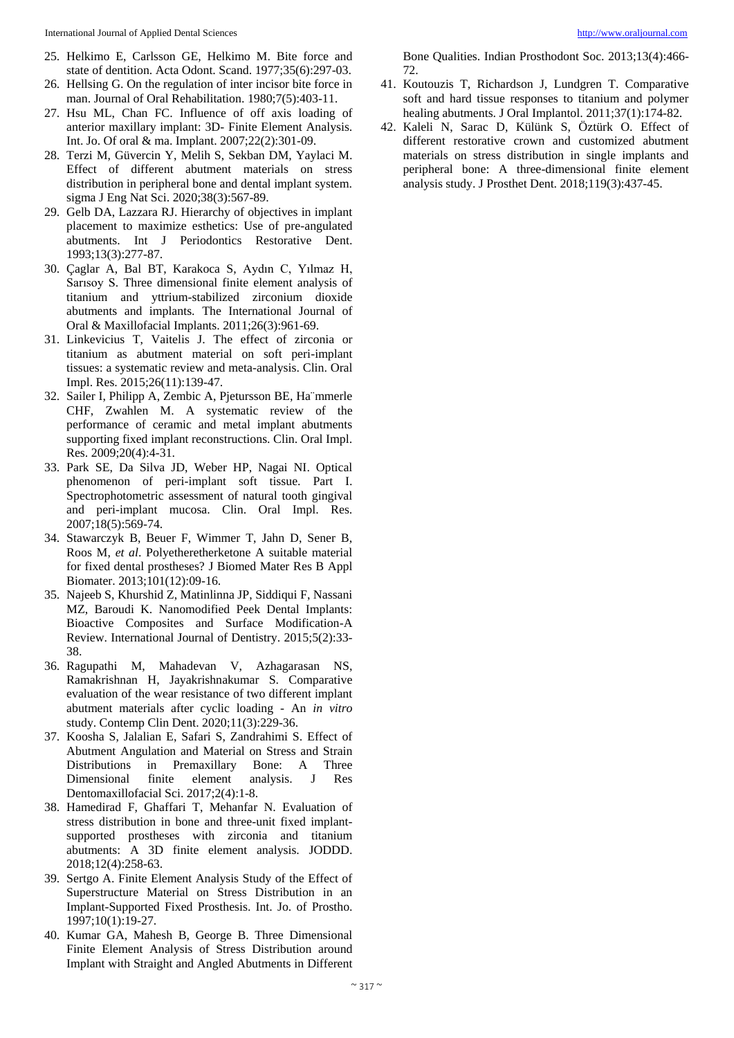25. Helkimo E, Carlsson GE, Helkimo M. Bite force and state of dentition. Acta Odont. Scand. 1977;35(6):297-03.
26. Hellsing G. On the regulation of inter incisor bite force in man. Journal of Oral Rehabilitation. 1980;7(5):403-11.
27. Hsu ML, Chan FC. Influence of off axis loading of anterior maxillary implant: 3D- Finite Element Analysis. Int. Jo. Of oral & ma. Implant. 2007;22(2):301-09.
28. Terzi M, Güvercin Y, Melih S, Sekban DM, Yaylaci M. Effect of different abutment materials on stress distribution in peripheral bone and dental implant system. sigma J Eng Nat Sci. 2020;38(3):567-89.
29. Gelb DA, Lazzara RJ. Hierarchy of objectives in implant placement to maximize esthetics: Use of pre-angulated abutments. Int J Periodontics Restorative Dent. 1993;13(3):277-87.
30. Çaglar A, Bal BT, Karakoca S, Aydın C, Yılmaz H, Sarısoy S. Three dimensional finite element analysis of titanium and yttrium-stabilized zirconium dioxide abutments and implants. The International Journal of Oral & Maxillofacial Implants. 2011;26(3):961-69.
31. Linkevicius T, Vaitelis J. The effect of zirconia or titanium as abutment material on soft peri-implant tissues: a systematic review and meta-analysis. Clin. Oral Impl. Res. 2015;26(11):139-47.
32. Sailer I, Philipp A, Zembic A, Pjetursson BE, Ha¨mmerle CHF, Zwahlen M. A systematic review of the performance of ceramic and metal implant abutments supporting fixed implant reconstructions. Clin. Oral Impl. Res. 2009;20(4):4-31.
33. Park SE, Da Silva JD, Weber HP, Nagai NI. Optical phenomenon of peri-implant soft tissue. Part I. Spectrophotometric assessment of natural tooth gingival and peri-implant mucosa. Clin. Oral Impl. Res. 2007;18(5):569-74.
34. Stawarczyk B, Beuer F, Wimmer T, Jahn D, Sener B, Roos M, *et al*. Polyetheretherketone A suitable material for fixed dental prostheses? J Biomed Mater Res B Appl Biomater. 2013;101(12):09-16.
35. Najeeb S, Khurshid Z, Matinlinna JP, Siddiqui F, Nassani MZ, Baroudi K. Nanomodified Peek Dental Implants: Bioactive Composites and Surface Modification-A Review. International Journal of Dentistry. 2015;5(2):33-38.
36. Ragupathi M, Mahadevan V, Azhagarasan NS, Ramakrishnan H, Jayakrishnakumar S. Comparative evaluation of the wear resistance of two different implant abutment materials after cyclic loading - An *in vitro* study. Contemp Clin Dent. 2020;11(3):229-36.
37. Koosha S, Jalalian E, Safari S, Zandrahimi S. Effect of Abutment Angulation and Material on Stress and Strain Distributions in Premaxillary Bone: A Three Dimensional finite element analysis. J Res Dentomaxillofacial Sci. 2017;2(4):1-8.
38. Hamedirad F, Ghaffari T, Mehanfar N. Evaluation of stress distribution in bone and three-unit fixed implant-supported prostheses with zirconia and titanium abutments: A 3D finite element analysis. JODDD. 2018;12(4):258-63.
39. Sertgo A. Finite Element Analysis Study of the Effect of Superstructure Material on Stress Distribution in an Implant-Supported Fixed Prosthesis. Int. Jo. of Prostho. 1997;10(1):19-27.
40. Kumar GA, Mahesh B, George B. Three Dimensional Finite Element Analysis of Stress Distribution around Implant with Straight and Angled Abutments in Different Bone Qualities. Indian Prosthodont Soc. 2013;13(4):466-72.
41. Koutouzis T, Richardson J, Lundgren T. Comparative soft and hard tissue responses to titanium and polymer healing abutments. J Oral Implantol. 2011;37(1):174-82.
42. Kaleli N, Sarac D, Külünk S, Öztürk O. Effect of different restorative crown and customized abutment materials on stress distribution in single implants and peripheral bone: A three-dimensional finite element analysis study. J Prosthet Dent. 2018;119(3):437-45.